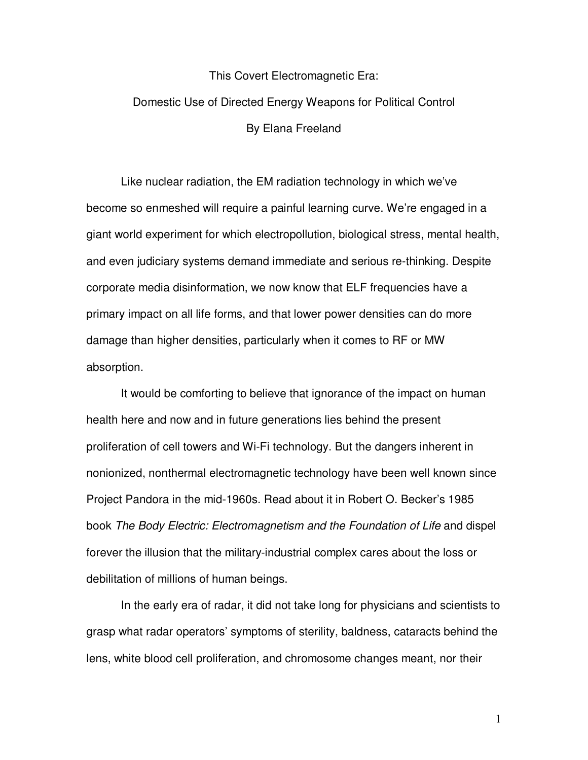# This Covert Electromagnetic Era:

## Domestic Use of Directed Energy Weapons for Political Control

By Elana Freeland

Like nuclear radiation, the EM radiation technology in which we've become so enmeshed will require a painful learning curve. We're engaged in a giant world experiment for which electropollution, biological stress, mental health, and even judiciary systems demand immediate and serious re-thinking. Despite corporate media disinformation, we now know that ELF frequencies have a primary impact on all life forms, and that lower power densities can do more damage than higher densities, particularly when it comes to RF or MW absorption.

It would be comforting to believe that ignorance of the impact on human health here and now and in future generations lies behind the present proliferation of cell towers and Wi-Fi technology. But the dangers inherent in nonionized, nonthermal electromagnetic technology have been well known since Project Pandora in the mid-1960s. Read about it in Robert O. Becker's 1985 book *The Body Electric: Electromagnetism and the Foundation of Life* and dispel forever the illusion that the military-industrial complex cares about the loss or debilitation of millions of human beings.

In the early era of radar, it did not take long for physicians and scientists to grasp what radar operators' symptoms of sterility, baldness, cataracts behind the lens, white blood cell proliferation, and chromosome changes meant, nor their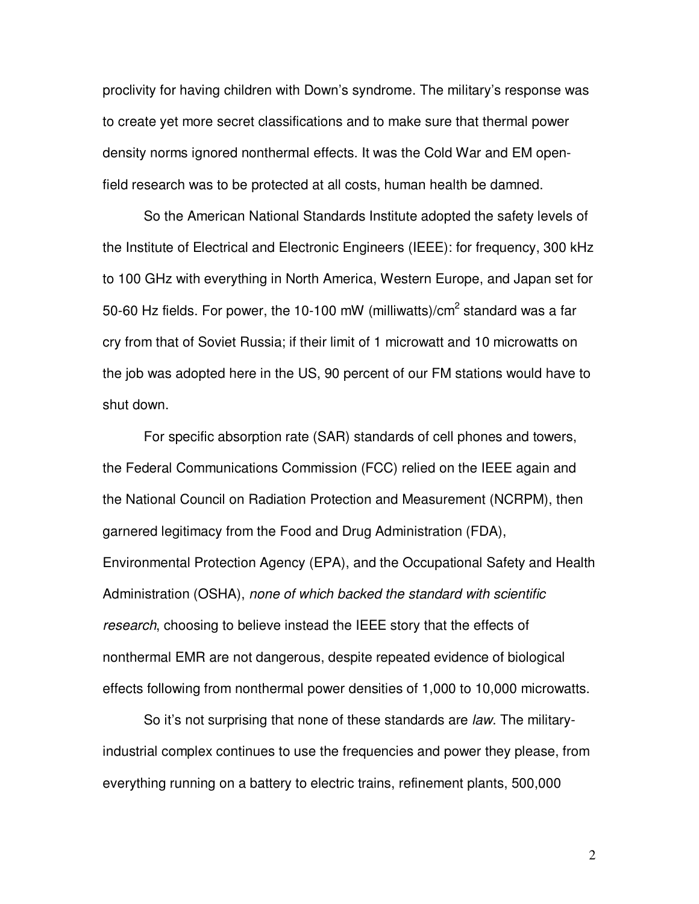proclivity for having children with Down's syndrome. The military's response was to create yet more secret classifications and to make sure that thermal power density norms ignored nonthermal effects. It was the Cold War and EM open-field research was to be protected at all costs, human health be damned.

So the American National Standards Institute adopted the safety levels of the Institute of Electrical and Electronic Engineers (IEEE): for frequency, 300 kHz to 100 GHz with everything in North America, Western Europe, and Japan set for 50-60 Hz fields. For power, the 10-100 mW (milliwatts)/cm$^2$ standard was a far cry from that of Soviet Russia; if their limit of 1 microwatt and 10 microwatts on the job was adopted here in the US, 90 percent of our FM stations would have to shut down.

For specific absorption rate (SAR) standards of cell phones and towers, the Federal Communications Commission (FCC) relied on the IEEE again and the National Council on Radiation Protection and Measurement (NCRPM), then garnered legitimacy from the Food and Drug Administration (FDA), Environmental Protection Agency (EPA), and the Occupational Safety and Health Administration (OSHA), *none of which backed the standard with scientific research*, choosing to believe instead the IEEE story that the effects of nonthermal EMR are not dangerous, despite repeated evidence of biological effects following from nonthermal power densities of 1,000 to 10,000 microwatts.

So it's not surprising that none of these standards are *law*. The military-industrial complex continues to use the frequencies and power they please, from everything running on a battery to electric trains, refinement plants, 500,000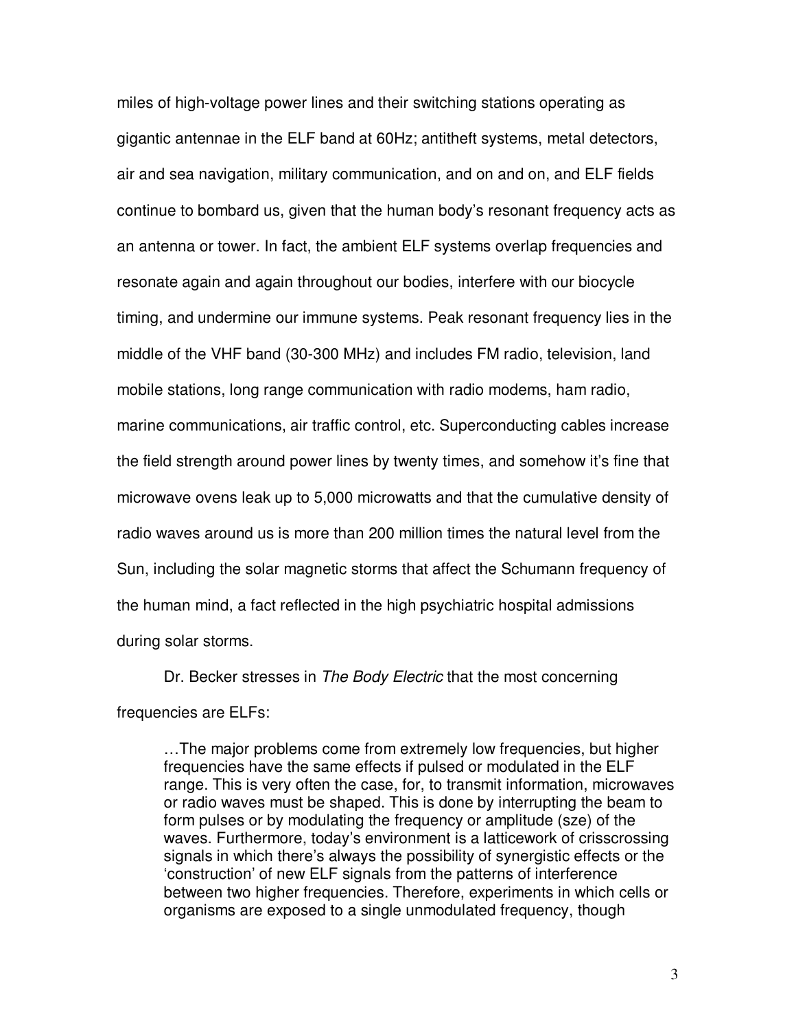miles of high-voltage power lines and their switching stations operating as gigantic antennae in the ELF band at 60Hz; antitheft systems, metal detectors, air and sea navigation, military communication, and on and on, and ELF fields continue to bombard us, given that the human body's resonant frequency acts as an antenna or tower. In fact, the ambient ELF systems overlap frequencies and resonate again and again throughout our bodies, interfere with our biocycle timing, and undermine our immune systems. Peak resonant frequency lies in the middle of the VHF band (30-300 MHz) and includes FM radio, television, land mobile stations, long range communication with radio modems, ham radio, marine communications, air traffic control, etc. Superconducting cables increase the field strength around power lines by twenty times, and somehow it's fine that microwave ovens leak up to 5,000 microwatts and that the cumulative density of radio waves around us is more than 200 million times the natural level from the Sun, including the solar magnetic storms that affect the Schumann frequency of the human mind, a fact reflected in the high psychiatric hospital admissions during solar storms.

Dr. Becker stresses in *The Body Electric* that the most concerning frequencies are ELFs:

> …The major problems come from extremely low frequencies, but higher frequencies have the same effects if pulsed or modulated in the ELF range. This is very often the case, for, to transmit information, microwaves or radio waves must be shaped. This is done by interrupting the beam to form pulses or by modulating the frequency or amplitude (sze) of the waves. Furthermore, today's environment is a latticework of crisscrossing signals in which there's always the possibility of synergistic effects or the 'construction' of new ELF signals from the patterns of interference between two higher frequencies. Therefore, experiments in which cells or organisms are exposed to a single unmodulated frequency, though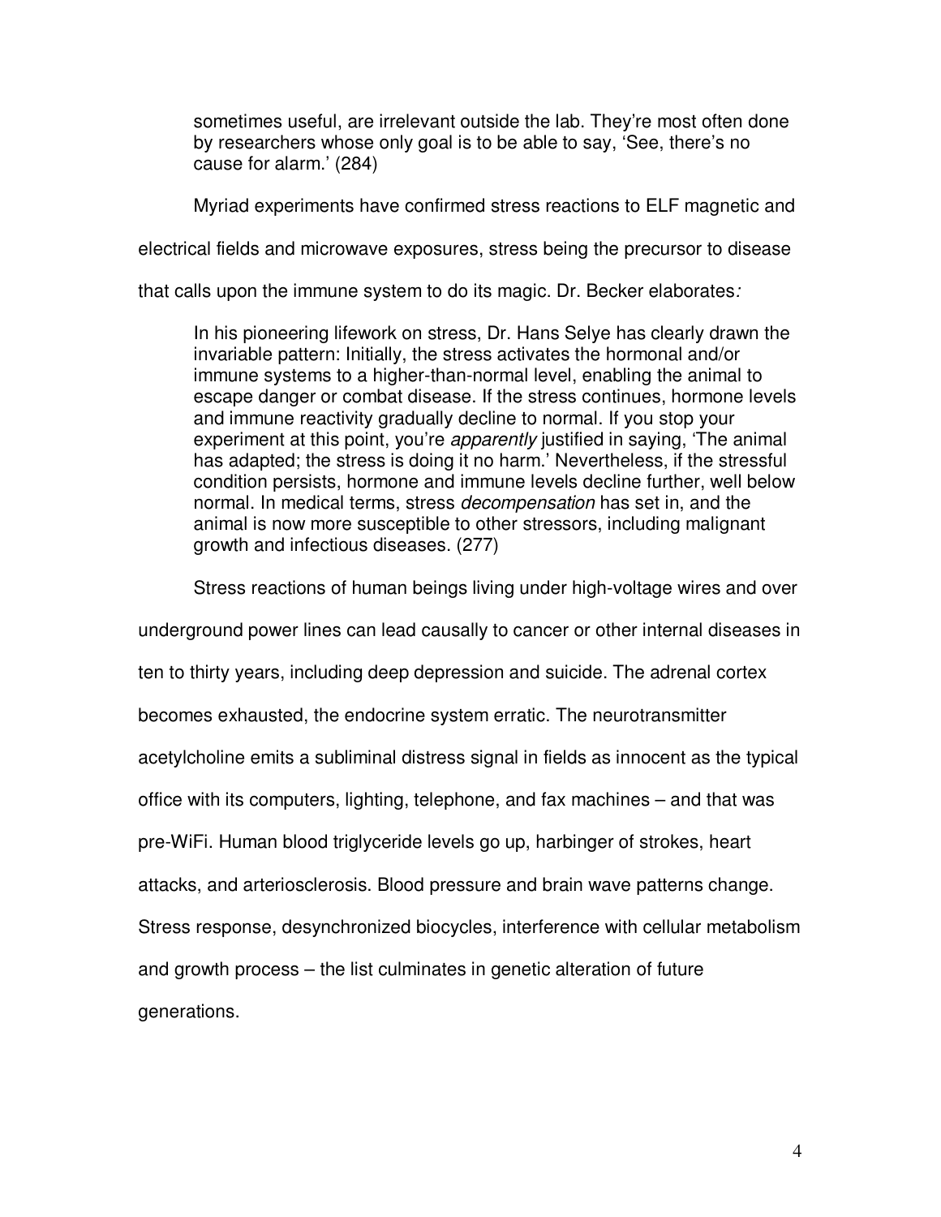> sometimes useful, are irrelevant outside the lab. They're most often done by researchers whose only goal is to be able to say, 'See, there's no cause for alarm.' (284)

Myriad experiments have confirmed stress reactions to ELF magnetic and electrical fields and microwave exposures, stress being the precursor to disease that calls upon the immune system to do its magic. Dr. Becker elaborates*:*

> In his pioneering lifework on stress, Dr. Hans Selye has clearly drawn the invariable pattern: Initially, the stress activates the hormonal and/or immune systems to a higher-than-normal level, enabling the animal to escape danger or combat disease. If the stress continues, hormone levels and immune reactivity gradually decline to normal. If you stop your experiment at this point, you're *apparently* justified in saying, 'The animal has adapted; the stress is doing it no harm.' Nevertheless, if the stressful condition persists, hormone and immune levels decline further, well below normal. In medical terms, stress *decompensation* has set in, and the animal is now more susceptible to other stressors, including malignant growth and infectious diseases. (277)

Stress reactions of human beings living under high-voltage wires and over underground power lines can lead causally to cancer or other internal diseases in ten to thirty years, including deep depression and suicide. The adrenal cortex becomes exhausted, the endocrine system erratic. The neurotransmitter acetylcholine emits a subliminal distress signal in fields as innocent as the typical office with its computers, lighting, telephone, and fax machines – and that was pre-WiFi. Human blood triglyceride levels go up, harbinger of strokes, heart attacks, and arteriosclerosis. Blood pressure and brain wave patterns change. Stress response, desynchronized biocycles, interference with cellular metabolism and growth process – the list culminates in genetic alteration of future generations.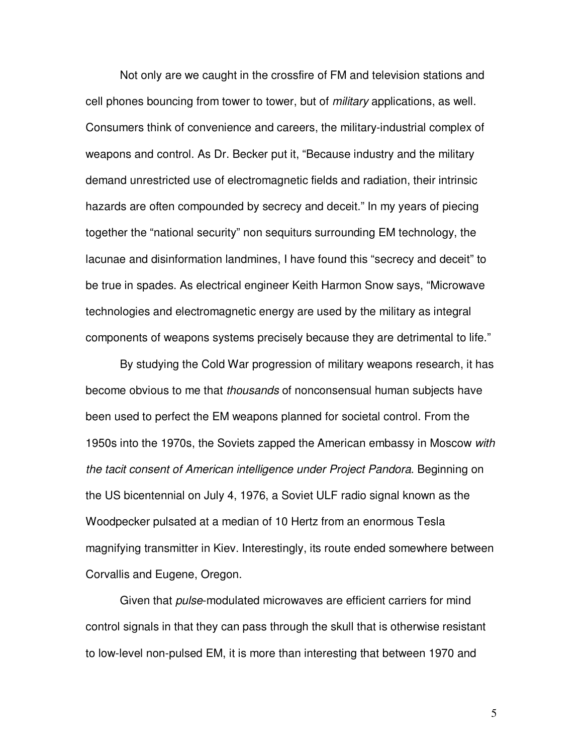Not only are we caught in the crossfire of FM and television stations and cell phones bouncing from tower to tower, but of *military* applications, as well. Consumers think of convenience and careers, the military-industrial complex of weapons and control. As Dr. Becker put it, “Because industry and the military demand unrestricted use of electromagnetic fields and radiation, their intrinsic hazards are often compounded by secrecy and deceit.” In my years of piecing together the “national security” non sequiturs surrounding EM technology, the lacunae and disinformation landmines, I have found this “secrecy and deceit” to be true in spades. As electrical engineer Keith Harmon Snow says, “Microwave technologies and electromagnetic energy are used by the military as integral components of weapons systems precisely because they are detrimental to life.”

By studying the Cold War progression of military weapons research, it has become obvious to me that *thousands* of nonconsensual human subjects have been used to perfect the EM weapons planned for societal control. From the 1950s into the 1970s, the Soviets zapped the American embassy in Moscow *with the tacit consent of American intelligence under Project Pandora*. Beginning on the US bicentennial on July 4, 1976, a Soviet ULF radio signal known as the Woodpecker pulsated at a median of 10 Hertz from an enormous Tesla magnifying transmitter in Kiev. Interestingly, its route ended somewhere between Corvallis and Eugene, Oregon.

Given that *pulse*-modulated microwaves are efficient carriers for mind control signals in that they can pass through the skull that is otherwise resistant to low-level non-pulsed EM, it is more than interesting that between 1970 and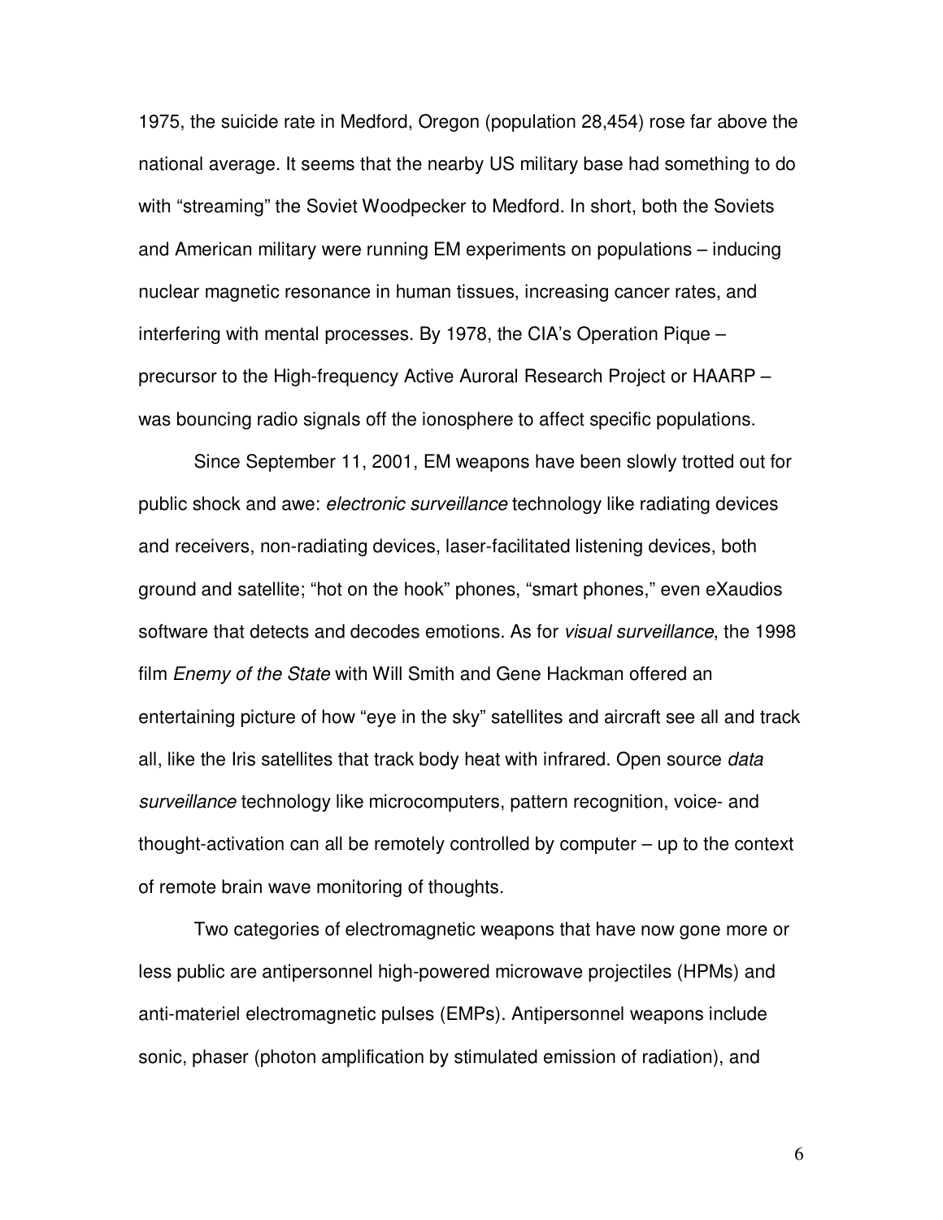1975, the suicide rate in Medford, Oregon (population 28,454) rose far above the national average. It seems that the nearby US military base had something to do with "streaming" the Soviet Woodpecker to Medford. In short, both the Soviets and American military were running EM experiments on populations – inducing nuclear magnetic resonance in human tissues, increasing cancer rates, and interfering with mental processes. By 1978, the CIA's Operation Pique – precursor to the High-frequency Active Auroral Research Project or HAARP – was bouncing radio signals off the ionosphere to affect specific populations.

Since September 11, 2001, EM weapons have been slowly trotted out for public shock and awe: *electronic surveillance* technology like radiating devices and receivers, non-radiating devices, laser-facilitated listening devices, both ground and satellite; "hot on the hook" phones, "smart phones," even eXaudios software that detects and decodes emotions. As for *visual surveillance*, the 1998 film *Enemy of the State* with Will Smith and Gene Hackman offered an entertaining picture of how "eye in the sky" satellites and aircraft see all and track all, like the Iris satellites that track body heat with infrared. Open source *data surveillance* technology like microcomputers, pattern recognition, voice- and thought-activation can all be remotely controlled by computer – up to the context of remote brain wave monitoring of thoughts.

Two categories of electromagnetic weapons that have now gone more or less public are antipersonnel high-powered microwave projectiles (HPMs) and anti-materiel electromagnetic pulses (EMPs). Antipersonnel weapons include sonic, phaser (photon amplification by stimulated emission of radiation), and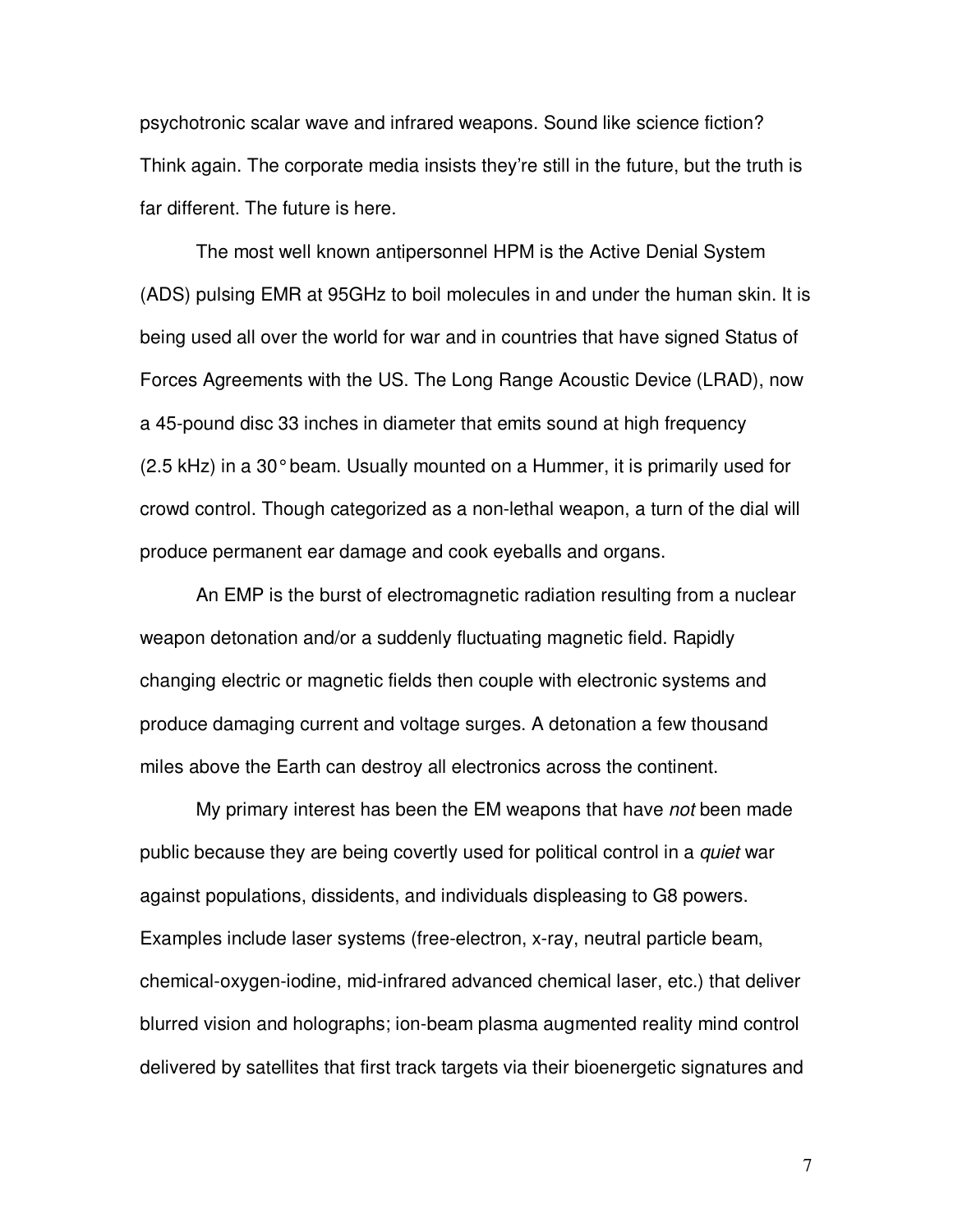psychotronic scalar wave and infrared weapons. Sound like science fiction? Think again. The corporate media insists they're still in the future, but the truth is far different. The future is here.

The most well known antipersonnel HPM is the Active Denial System (ADS) pulsing EMR at 95GHz to boil molecules in and under the human skin. It is being used all over the world for war and in countries that have signed Status of Forces Agreements with the US. The Long Range Acoustic Device (LRAD), now a 45-pound disc 33 inches in diameter that emits sound at high frequency (2.5 kHz) in a 30° beam. Usually mounted on a Hummer, it is primarily used for crowd control. Though categorized as a non-lethal weapon, a turn of the dial will produce permanent ear damage and cook eyeballs and organs.

An EMP is the burst of electromagnetic radiation resulting from a nuclear weapon detonation and/or a suddenly fluctuating magnetic field. Rapidly changing electric or magnetic fields then couple with electronic systems and produce damaging current and voltage surges. A detonation a few thousand miles above the Earth can destroy all electronics across the continent.

My primary interest has been the EM weapons that have *not* been made public because they are being covertly used for political control in a *quiet* war against populations, dissidents, and individuals displeasing to G8 powers. Examples include laser systems (free-electron, x-ray, neutral particle beam, chemical-oxygen-iodine, mid-infrared advanced chemical laser, etc.) that deliver blurred vision and holographs; ion-beam plasma augmented reality mind control delivered by satellites that first track targets via their bioenergetic signatures and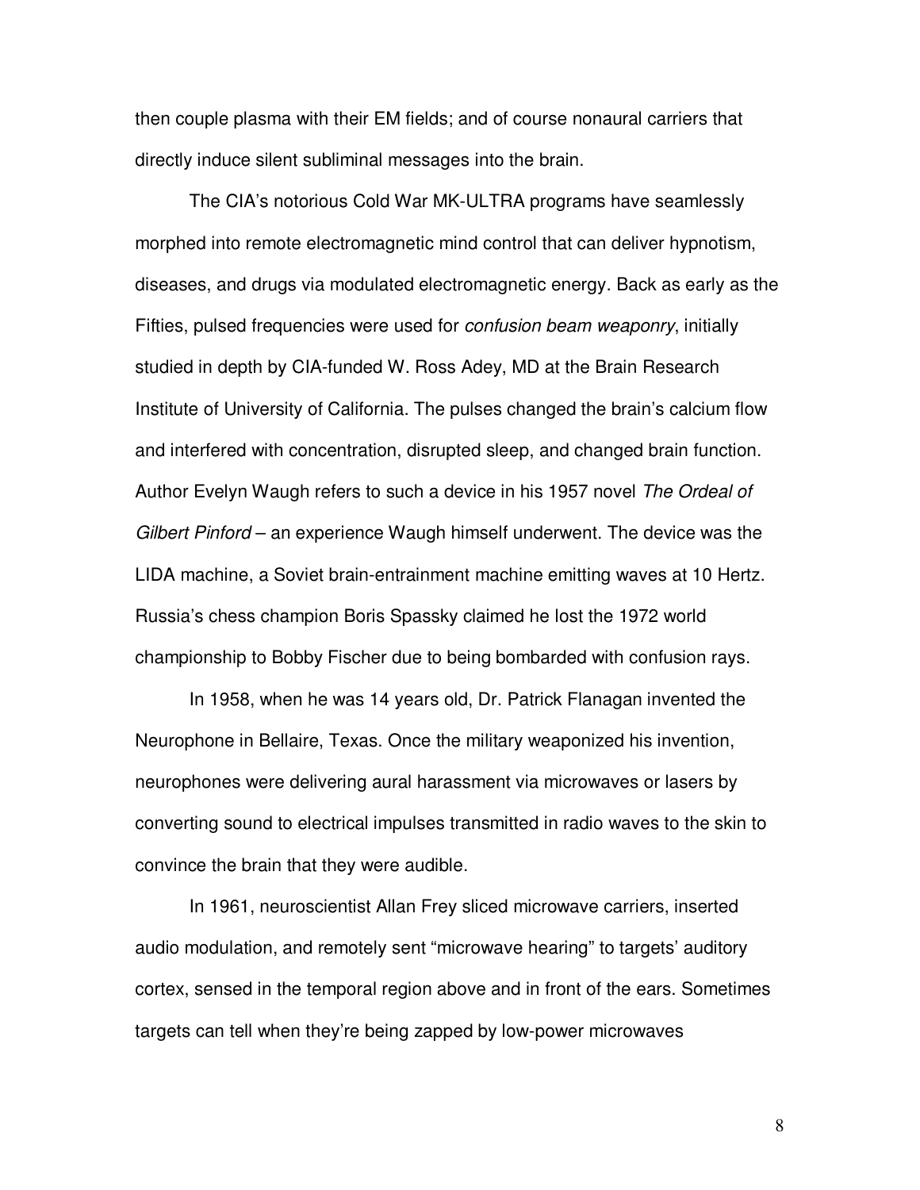then couple plasma with their EM fields; and of course nonaural carriers that directly induce silent subliminal messages into the brain.

The CIA's notorious Cold War MK-ULTRA programs have seamlessly morphed into remote electromagnetic mind control that can deliver hypnotism, diseases, and drugs via modulated electromagnetic energy. Back as early as the Fifties, pulsed frequencies were used for *confusion beam weaponry*, initially studied in depth by CIA-funded W. Ross Adey, MD at the Brain Research Institute of University of California. The pulses changed the brain's calcium flow and interfered with concentration, disrupted sleep, and changed brain function. Author Evelyn Waugh refers to such a device in his 1957 novel *The Ordeal of Gilbert Pinford* – an experience Waugh himself underwent. The device was the LIDA machine, a Soviet brain-entrainment machine emitting waves at 10 Hertz. Russia's chess champion Boris Spassky claimed he lost the 1972 world championship to Bobby Fischer due to being bombarded with confusion rays.

In 1958, when he was 14 years old, Dr. Patrick Flanagan invented the Neurophone in Bellaire, Texas. Once the military weaponized his invention, neurophones were delivering aural harassment via microwaves or lasers by converting sound to electrical impulses transmitted in radio waves to the skin to convince the brain that they were audible.

In 1961, neuroscientist Allan Frey sliced microwave carriers, inserted audio modulation, and remotely sent "microwave hearing" to targets' auditory cortex, sensed in the temporal region above and in front of the ears. Sometimes targets can tell when they're being zapped by low-power microwaves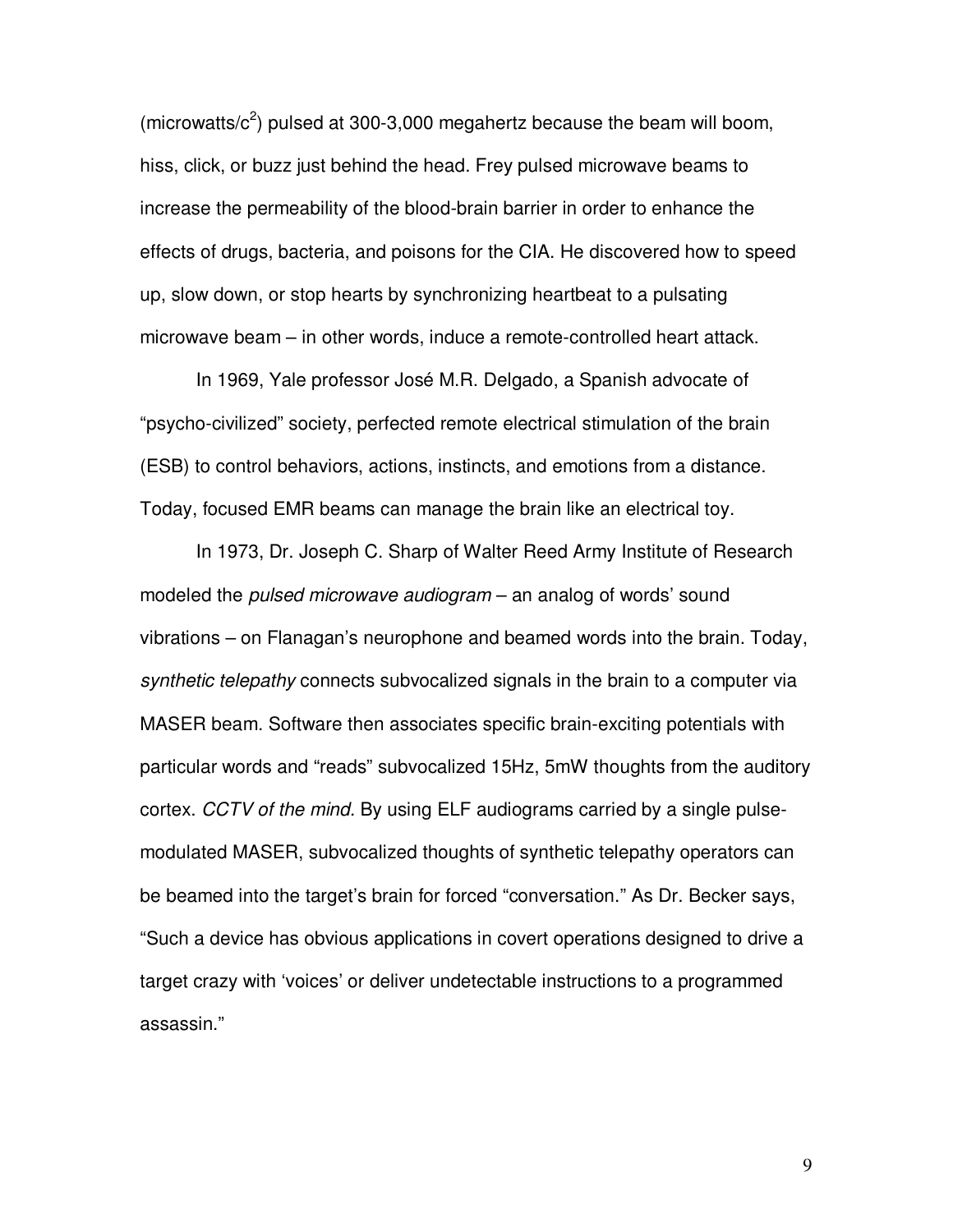(microwatts/c$^2$) pulsed at 300-3,000 megahertz because the beam will boom, hiss, click, or buzz just behind the head. Frey pulsed microwave beams to increase the permeability of the blood-brain barrier in order to enhance the effects of drugs, bacteria, and poisons for the CIA. He discovered how to speed up, slow down, or stop hearts by synchronizing heartbeat to a pulsating microwave beam – in other words, induce a remote-controlled heart attack.

In 1969, Yale professor José M.R. Delgado, a Spanish advocate of "psycho-civilized" society, perfected remote electrical stimulation of the brain (ESB) to control behaviors, actions, instincts, and emotions from a distance. Today, focused EMR beams can manage the brain like an electrical toy.

In 1973, Dr. Joseph C. Sharp of Walter Reed Army Institute of Research modeled the *pulsed microwave audiogram* – an analog of words' sound vibrations – on Flanagan's neurophone and beamed words into the brain. Today, *synthetic telepathy* connects subvocalized signals in the brain to a computer via MASER beam. Software then associates specific brain-exciting potentials with particular words and "reads" subvocalized 15Hz, 5mW thoughts from the auditory cortex. *CCTV of the mind.* By using ELF audiograms carried by a single pulse-modulated MASER, subvocalized thoughts of synthetic telepathy operators can be beamed into the target's brain for forced "conversation." As Dr. Becker says, "Such a device has obvious applications in covert operations designed to drive a target crazy with 'voices' or deliver undetectable instructions to a programmed assassin."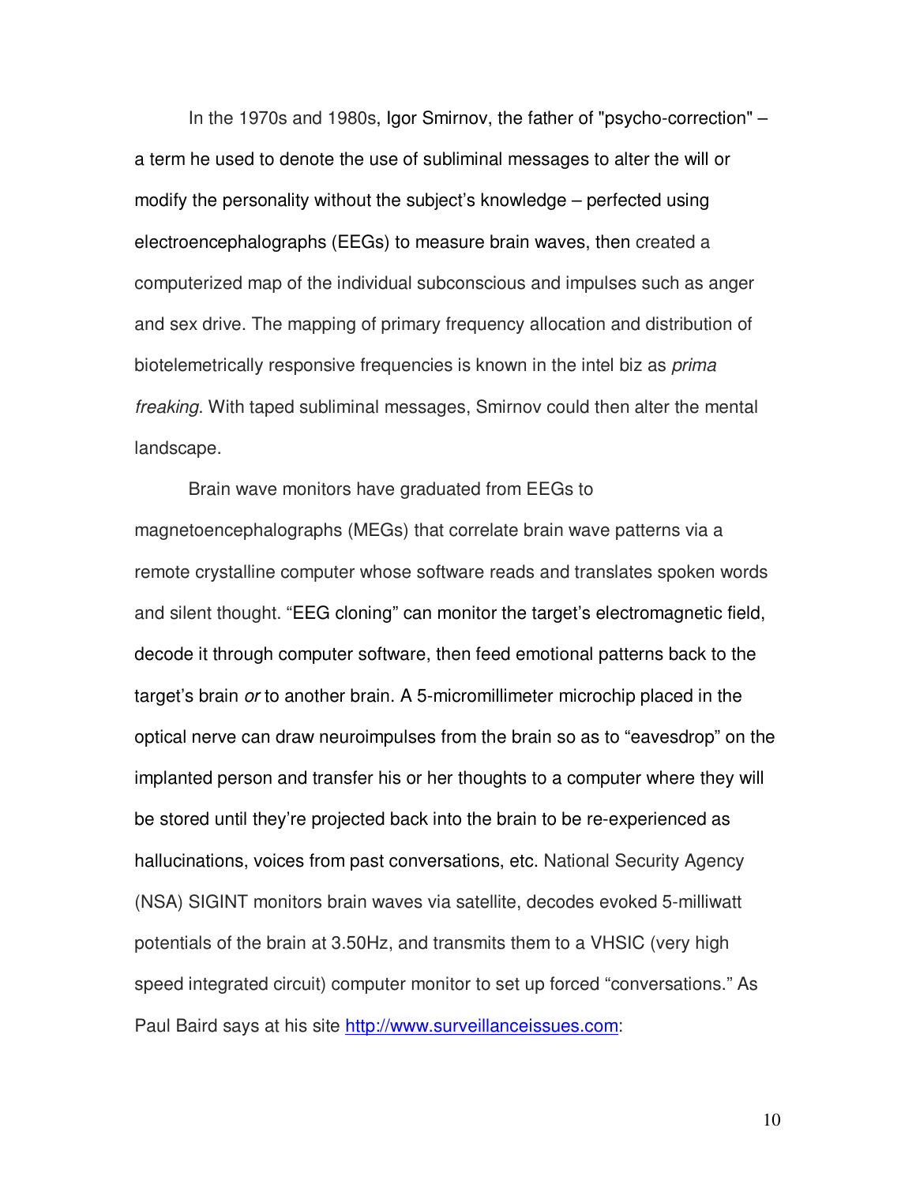In the 1970s and 1980s, Igor Smirnov, the father of "psycho-correction" – a term he used to denote the use of subliminal messages to alter the will or modify the personality without the subject's knowledge – perfected using electroencephalographs (EEGs) to measure brain waves, then created a computerized map of the individual subconscious and impulses such as anger and sex drive. The mapping of primary frequency allocation and distribution of biotelemetrically responsive frequencies is known in the intel biz as *prima freaking*. With taped subliminal messages, Smirnov could then alter the mental landscape.

Brain wave monitors have graduated from EEGs to magnetoencephalographs (MEGs) that correlate brain wave patterns via a remote crystalline computer whose software reads and translates spoken words and silent thought. "EEG cloning" can monitor the target's electromagnetic field, decode it through computer software, then feed emotional patterns back to the target's brain *or* to another brain. A 5-micromillimeter microchip placed in the optical nerve can draw neuroimpulses from the brain so as to "eavesdrop" on the implanted person and transfer his or her thoughts to a computer where they will be stored until they're projected back into the brain to be re-experienced as hallucinations, voices from past conversations, etc. National Security Agency (NSA) SIGINT monitors brain waves via satellite, decodes evoked 5-milliwatt potentials of the brain at 3.50Hz, and transmits them to a VHSIC (very high speed integrated circuit) computer monitor to set up forced "conversations." As Paul Baird says at his site http://www.surveillanceissues.com: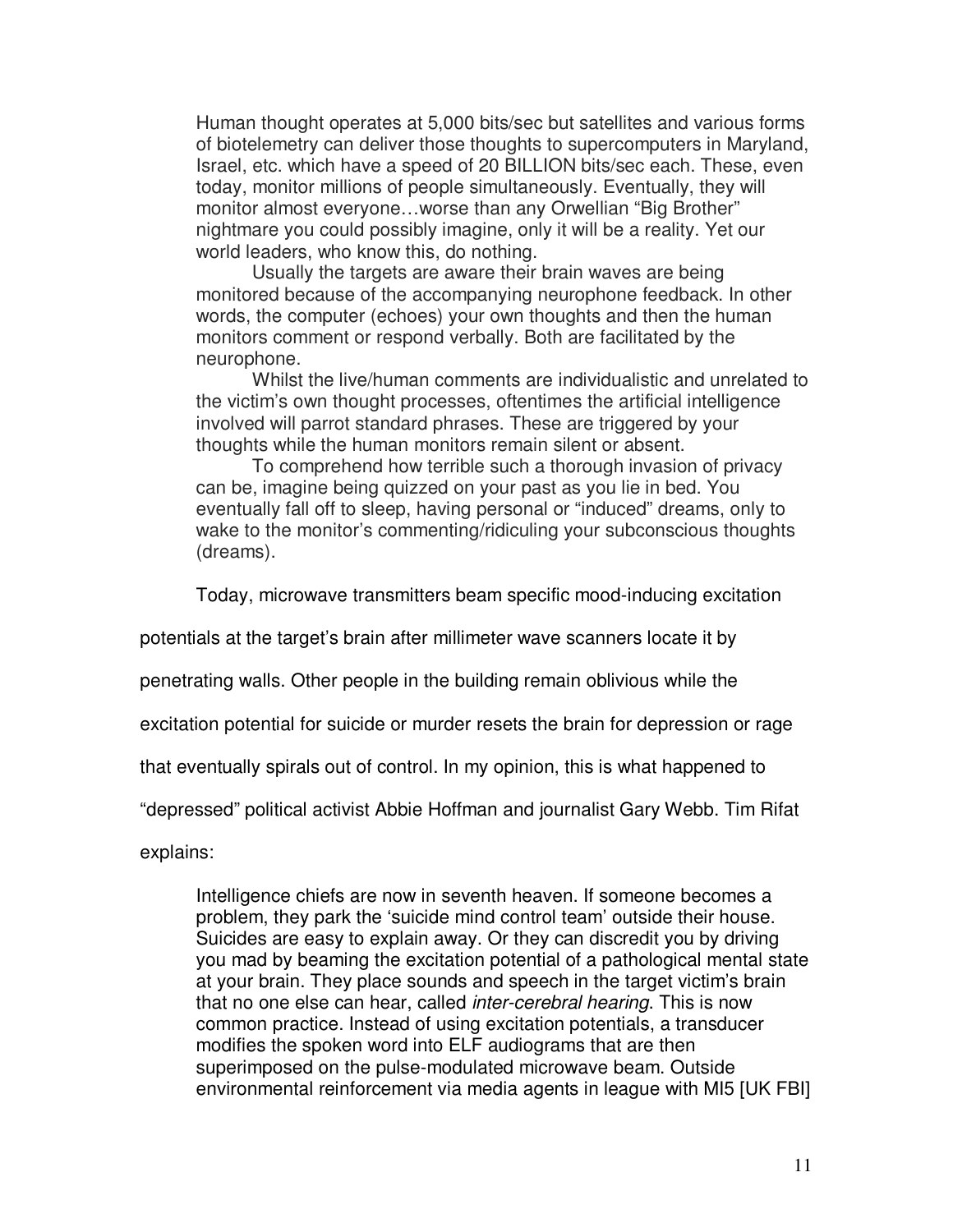> Human thought operates at 5,000 bits/sec but satellites and various forms of biotelemetry can deliver those thoughts to supercomputers in Maryland, Israel, etc. which have a speed of 20 BILLION bits/sec each. These, even today, monitor millions of people simultaneously. Eventually, they will monitor almost everyone…worse than any Orwellian "Big Brother" nightmare you could possibly imagine, only it will be a reality. Yet our world leaders, who know this, do nothing.
>
> Usually the targets are aware their brain waves are being monitored because of the accompanying neurophone feedback. In other words, the computer (echoes) your own thoughts and then the human monitors comment or respond verbally. Both are facilitated by the neurophone.
>
> Whilst the live/human comments are individualistic and unrelated to the victim's own thought processes, oftentimes the artificial intelligence involved will parrot standard phrases. These are triggered by your thoughts while the human monitors remain silent or absent.
>
> To comprehend how terrible such a thorough invasion of privacy can be, imagine being quizzed on your past as you lie in bed. You eventually fall off to sleep, having personal or "induced" dreams, only to wake to the monitor's commenting/ridiculing your subconscious thoughts (dreams).

Today, microwave transmitters beam specific mood-inducing excitation potentials at the target's brain after millimeter wave scanners locate it by penetrating walls. Other people in the building remain oblivious while the excitation potential for suicide or murder resets the brain for depression or rage that eventually spirals out of control. In my opinion, this is what happened to "depressed" political activist Abbie Hoffman and journalist Gary Webb. Tim Rifat explains:

> Intelligence chiefs are now in seventh heaven. If someone becomes a problem, they park the 'suicide mind control team' outside their house. Suicides are easy to explain away. Or they can discredit you by driving you mad by beaming the excitation potential of a pathological mental state at your brain. They place sounds and speech in the target victim's brain that no one else can hear, called *inter-cerebral hearing*. This is now common practice. Instead of using excitation potentials, a transducer modifies the spoken word into ELF audiograms that are then superimposed on the pulse-modulated microwave beam. Outside environmental reinforcement via media agents in league with MI5 [UK FBI]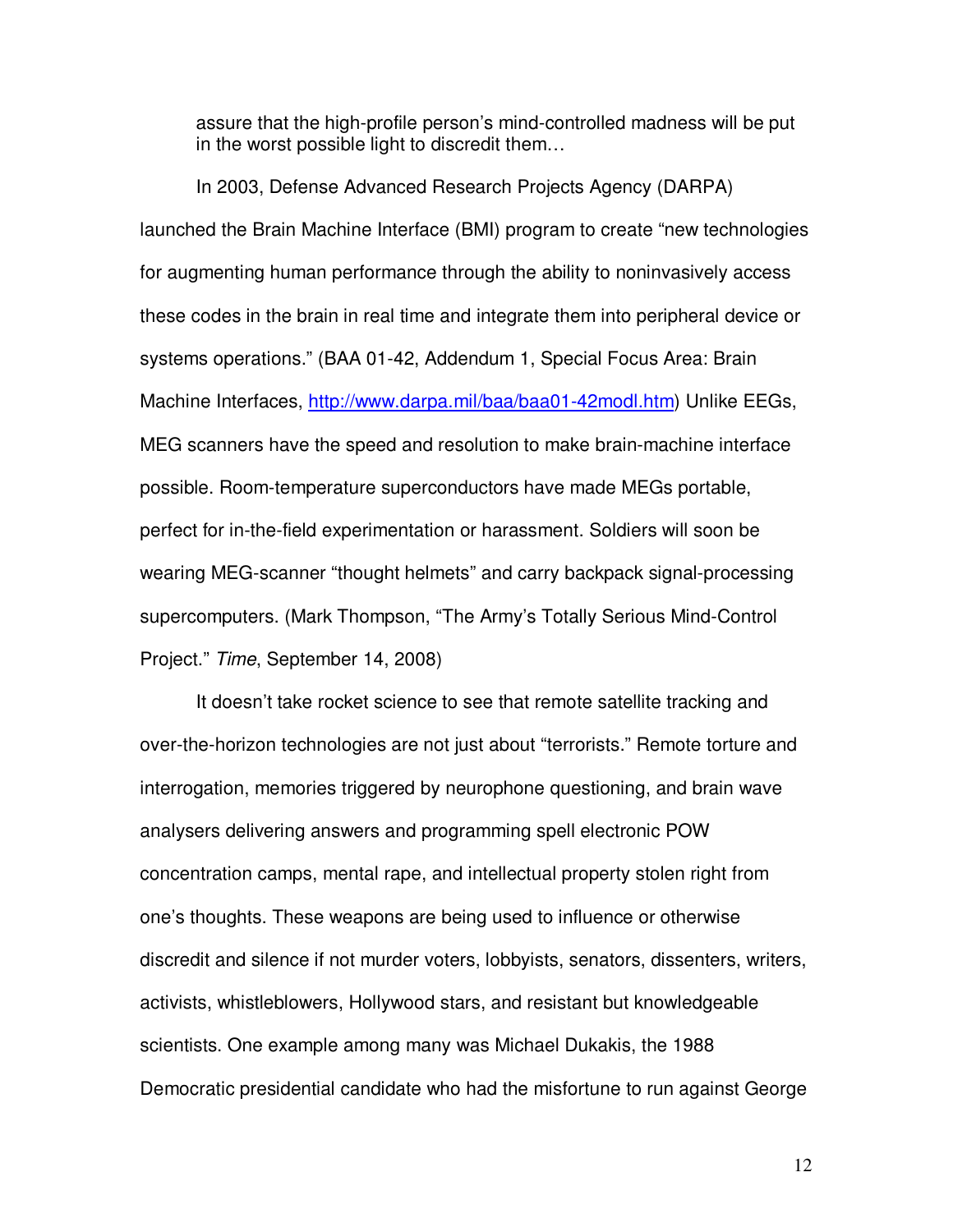assure that the high-profile person's mind-controlled madness will be put in the worst possible light to discredit them…

In 2003, Defense Advanced Research Projects Agency (DARPA) launched the Brain Machine Interface (BMI) program to create "new technologies for augmenting human performance through the ability to noninvasively access these codes in the brain in real time and integrate them into peripheral device or systems operations." (BAA 01-42, Addendum 1, Special Focus Area: Brain Machine Interfaces, [http://www.darpa.mil/baa/baa01-42modl.htm](http://www.darpa.mil/baa/baa01-42modl.htm)) Unlike EEGs, MEG scanners have the speed and resolution to make brain-machine interface possible. Room-temperature superconductors have made MEGs portable, perfect for in-the-field experimentation or harassment. Soldiers will soon be wearing MEG-scanner "thought helmets" and carry backpack signal-processing supercomputers. (Mark Thompson, "The Army's Totally Serious Mind-Control Project." *Time*, September 14, 2008)

It doesn't take rocket science to see that remote satellite tracking and over-the-horizon technologies are not just about "terrorists." Remote torture and interrogation, memories triggered by neurophone questioning, and brain wave analysers delivering answers and programming spell electronic POW concentration camps, mental rape, and intellectual property stolen right from one's thoughts. These weapons are being used to influence or otherwise discredit and silence if not murder voters, lobbyists, senators, dissenters, writers, activists, whistleblowers, Hollywood stars, and resistant but knowledgeable scientists. One example among many was Michael Dukakis, the 1988 Democratic presidential candidate who had the misfortune to run against George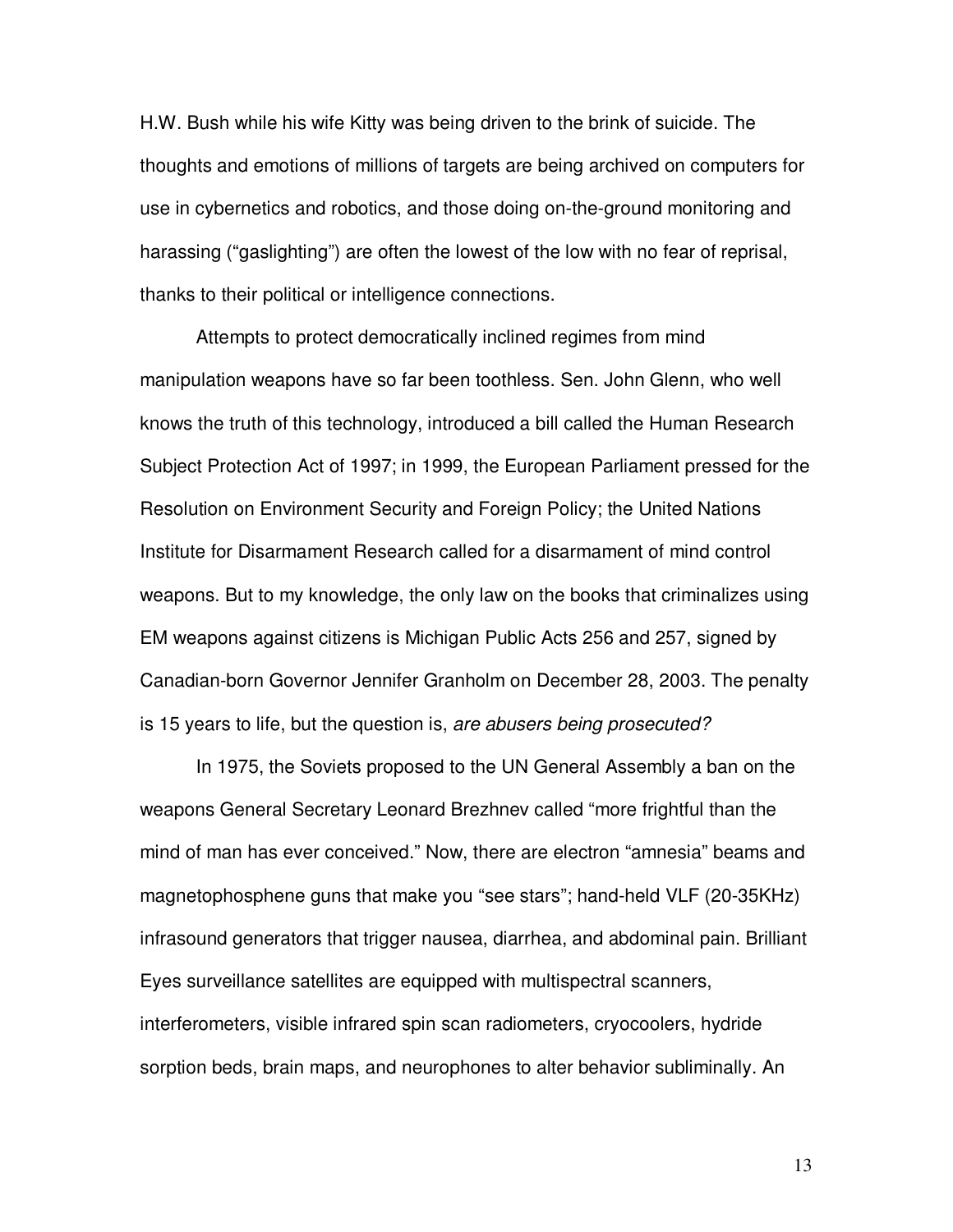H.W. Bush while his wife Kitty was being driven to the brink of suicide. The thoughts and emotions of millions of targets are being archived on computers for use in cybernetics and robotics, and those doing on-the-ground monitoring and harassing ("gaslighting") are often the lowest of the low with no fear of reprisal, thanks to their political or intelligence connections.

Attempts to protect democratically inclined regimes from mind manipulation weapons have so far been toothless. Sen. John Glenn, who well knows the truth of this technology, introduced a bill called the Human Research Subject Protection Act of 1997; in 1999, the European Parliament pressed for the Resolution on Environment Security and Foreign Policy; the United Nations Institute for Disarmament Research called for a disarmament of mind control weapons. But to my knowledge, the only law on the books that criminalizes using EM weapons against citizens is Michigan Public Acts 256 and 257, signed by Canadian-born Governor Jennifer Granholm on December 28, 2003. The penalty is 15 years to life, but the question is, *are abusers being prosecuted?*

In 1975, the Soviets proposed to the UN General Assembly a ban on the weapons General Secretary Leonard Brezhnev called "more frightful than the mind of man has ever conceived." Now, there are electron "amnesia" beams and magnetophosphene guns that make you "see stars"; hand-held VLF (20-35KHz) infrasound generators that trigger nausea, diarrhea, and abdominal pain. Brilliant Eyes surveillance satellites are equipped with multispectral scanners, interferometers, visible infrared spin scan radiometers, cryocoolers, hydride sorption beds, brain maps, and neurophones to alter behavior subliminally. An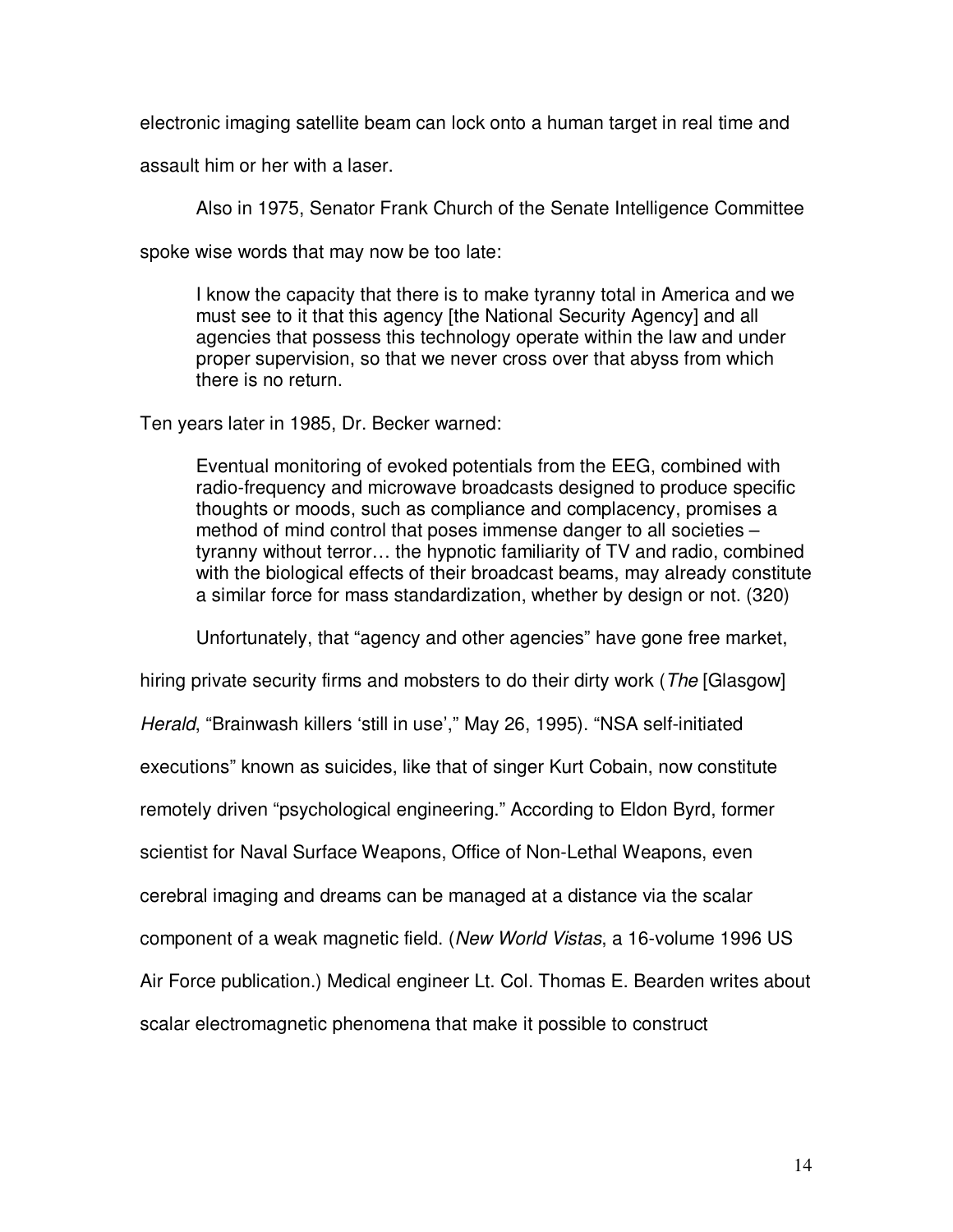electronic imaging satellite beam can lock onto a human target in real time and assault him or her with a laser.

Also in 1975, Senator Frank Church of the Senate Intelligence Committee spoke wise words that may now be too late:

> I know the capacity that there is to make tyranny total in America and we must see to it that this agency [the National Security Agency] and all agencies that possess this technology operate within the law and under proper supervision, so that we never cross over that abyss from which there is no return.

Ten years later in 1985, Dr. Becker warned:

> Eventual monitoring of evoked potentials from the EEG, combined with radio-frequency and microwave broadcasts designed to produce specific thoughts or moods, such as compliance and complacency, promises a method of mind control that poses immense danger to all societies – tyranny without terror… the hypnotic familiarity of TV and radio, combined with the biological effects of their broadcast beams, may already constitute a similar force for mass standardization, whether by design or not. (320)

Unfortunately, that "agency and other agencies" have gone free market, hiring private security firms and mobsters to do their dirty work (*The* [Glasgow] *Herald*, "Brainwash killers 'still in use'," May 26, 1995). "NSA self-initiated executions" known as suicides, like that of singer Kurt Cobain, now constitute remotely driven "psychological engineering." According to Eldon Byrd, former scientist for Naval Surface Weapons, Office of Non-Lethal Weapons, even cerebral imaging and dreams can be managed at a distance via the scalar component of a weak magnetic field. (*New World Vistas*, a 16-volume 1996 US Air Force publication.) Medical engineer Lt. Col. Thomas E. Bearden writes about scalar electromagnetic phenomena that make it possible to construct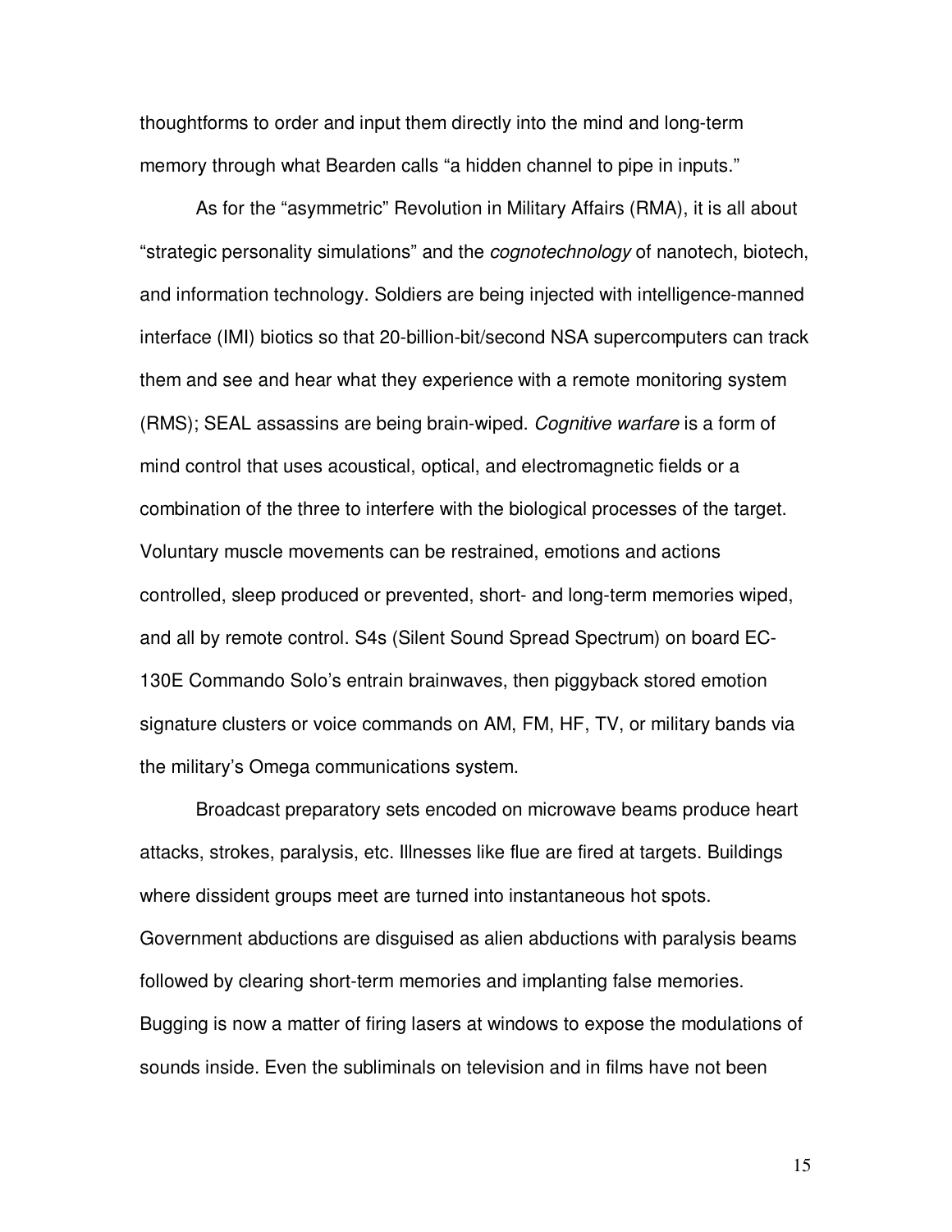thoughtforms to order and input them directly into the mind and long-term memory through what Bearden calls "a hidden channel to pipe in inputs."

As for the "asymmetric" Revolution in Military Affairs (RMA), it is all about "strategic personality simulations" and the *cognotechnology* of nanotech, biotech, and information technology. Soldiers are being injected with intelligence-manned interface (IMI) biotics so that 20-billion-bit/second NSA supercomputers can track them and see and hear what they experience with a remote monitoring system (RMS); SEAL assassins are being brain-wiped. *Cognitive warfare* is a form of mind control that uses acoustical, optical, and electromagnetic fields or a combination of the three to interfere with the biological processes of the target. Voluntary muscle movements can be restrained, emotions and actions controlled, sleep produced or prevented, short- and long-term memories wiped, and all by remote control. S4s (Silent Sound Spread Spectrum) on board EC-130E Commando Solo's entrain brainwaves, then piggyback stored emotion signature clusters or voice commands on AM, FM, HF, TV, or military bands via the military's Omega communications system.

Broadcast preparatory sets encoded on microwave beams produce heart attacks, strokes, paralysis, etc. Illnesses like flue are fired at targets. Buildings where dissident groups meet are turned into instantaneous hot spots. Government abductions are disguised as alien abductions with paralysis beams followed by clearing short-term memories and implanting false memories. Bugging is now a matter of firing lasers at windows to expose the modulations of sounds inside. Even the subliminals on television and in films have not been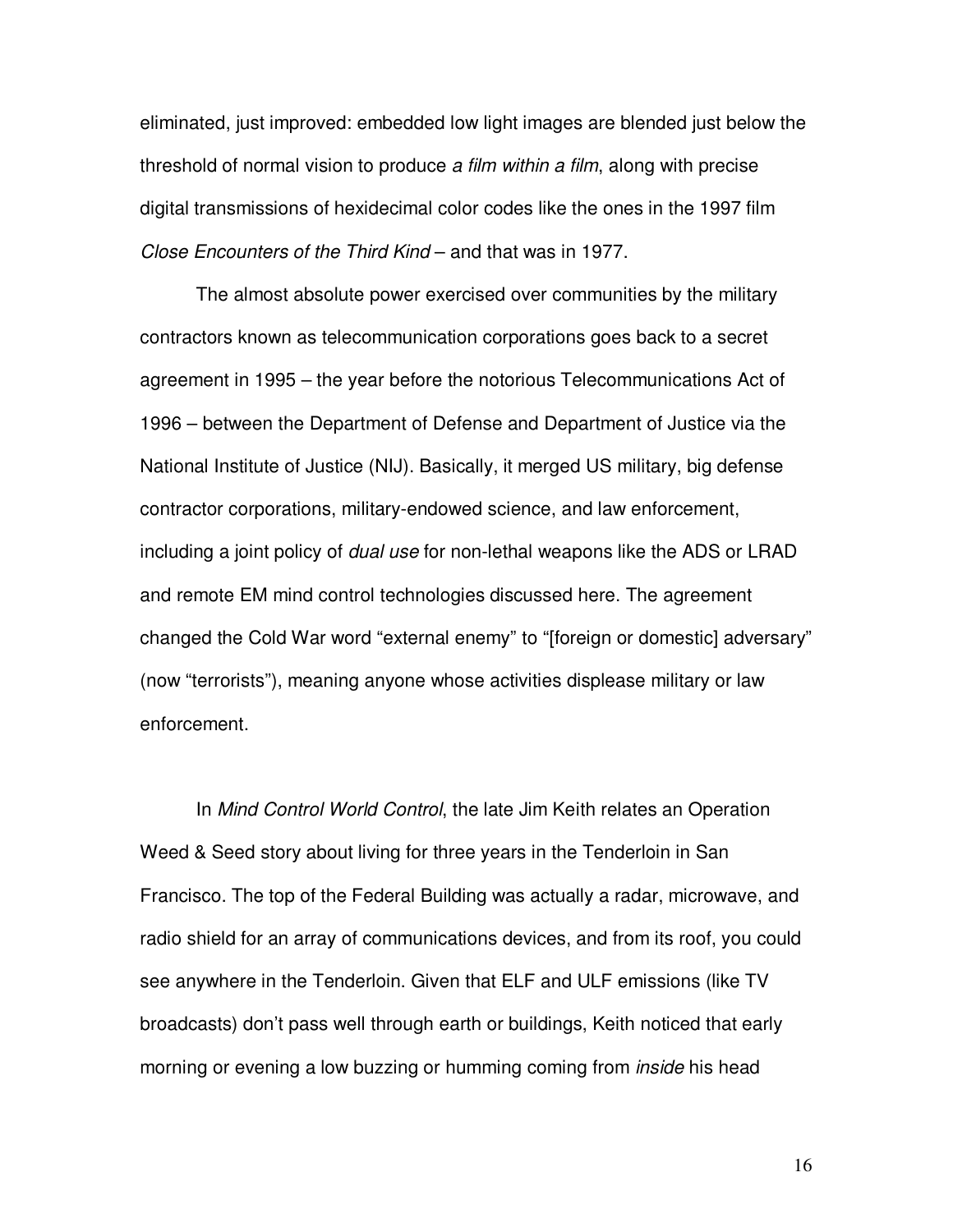eliminated, just improved: embedded low light images are blended just below the threshold of normal vision to produce *a film within a film*, along with precise digital transmissions of hexidecimal color codes like the ones in the 1997 film *Close Encounters of the Third Kind* – and that was in 1977.

The almost absolute power exercised over communities by the military contractors known as telecommunication corporations goes back to a secret agreement in 1995 – the year before the notorious Telecommunications Act of 1996 – between the Department of Defense and Department of Justice via the National Institute of Justice (NIJ). Basically, it merged US military, big defense contractor corporations, military-endowed science, and law enforcement, including a joint policy of *dual use* for non-lethal weapons like the ADS or LRAD and remote EM mind control technologies discussed here. The agreement changed the Cold War word "external enemy" to "[foreign or domestic] adversary" (now "terrorists"), meaning anyone whose activities displease military or law enforcement.

In *Mind Control World Control*, the late Jim Keith relates an Operation Weed & Seed story about living for three years in the Tenderloin in San Francisco. The top of the Federal Building was actually a radar, microwave, and radio shield for an array of communications devices, and from its roof, you could see anywhere in the Tenderloin. Given that ELF and ULF emissions (like TV broadcasts) don't pass well through earth or buildings, Keith noticed that early morning or evening a low buzzing or humming coming from *inside* his head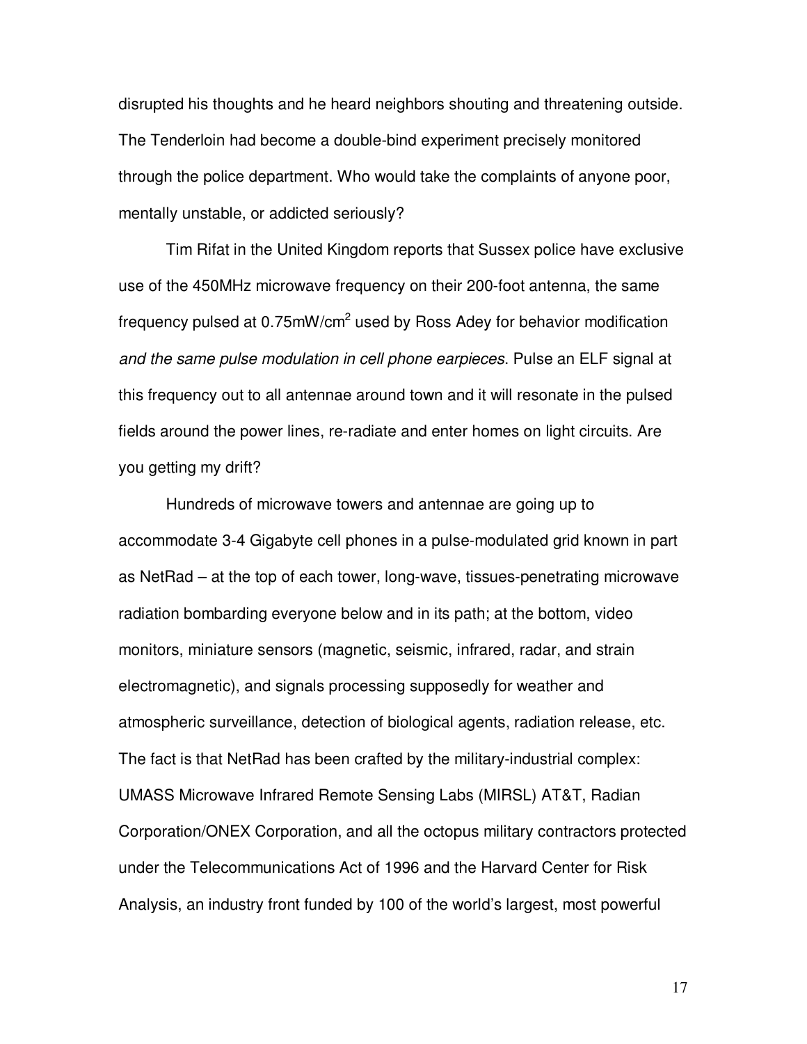disrupted his thoughts and he heard neighbors shouting and threatening outside. The Tenderloin had become a double-bind experiment precisely monitored through the police department. Who would take the complaints of anyone poor, mentally unstable, or addicted seriously?

Tim Rifat in the United Kingdom reports that Sussex police have exclusive use of the 450MHz microwave frequency on their 200-foot antenna, the same frequency pulsed at 0.75mW/cm$^2$ used by Ross Adey for behavior modification *and the same pulse modulation in cell phone earpieces*. Pulse an ELF signal at this frequency out to all antennae around town and it will resonate in the pulsed fields around the power lines, re-radiate and enter homes on light circuits. Are you getting my drift?

Hundreds of microwave towers and antennae are going up to accommodate 3-4 Gigabyte cell phones in a pulse-modulated grid known in part as NetRad – at the top of each tower, long-wave, tissues-penetrating microwave radiation bombarding everyone below and in its path; at the bottom, video monitors, miniature sensors (magnetic, seismic, infrared, radar, and strain electromagnetic), and signals processing supposedly for weather and atmospheric surveillance, detection of biological agents, radiation release, etc. The fact is that NetRad has been crafted by the military-industrial complex: UMASS Microwave Infrared Remote Sensing Labs (MIRSL) AT&T, Radian Corporation/ONEX Corporation, and all the octopus military contractors protected under the Telecommunications Act of 1996 and the Harvard Center for Risk Analysis, an industry front funded by 100 of the world's largest, most powerful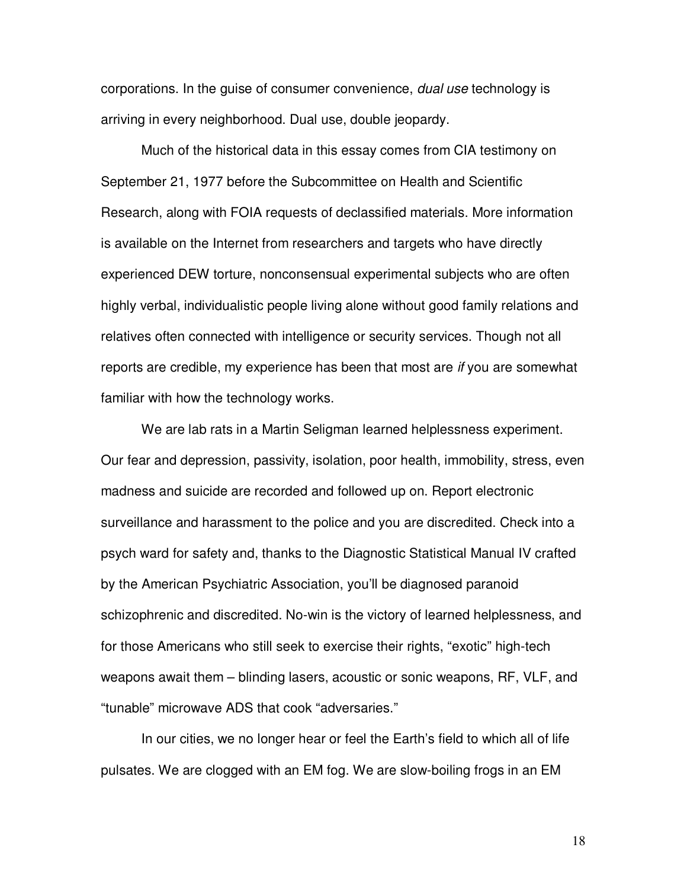corporations. In the guise of consumer convenience, *dual use* technology is arriving in every neighborhood. Dual use, double jeopardy.

Much of the historical data in this essay comes from CIA testimony on September 21, 1977 before the Subcommittee on Health and Scientific Research, along with FOIA requests of declassified materials. More information is available on the Internet from researchers and targets who have directly experienced DEW torture, nonconsensual experimental subjects who are often highly verbal, individualistic people living alone without good family relations and relatives often connected with intelligence or security services. Though not all reports are credible, my experience has been that most are *if* you are somewhat familiar with how the technology works.

We are lab rats in a Martin Seligman learned helplessness experiment. Our fear and depression, passivity, isolation, poor health, immobility, stress, even madness and suicide are recorded and followed up on. Report electronic surveillance and harassment to the police and you are discredited. Check into a psych ward for safety and, thanks to the Diagnostic Statistical Manual IV crafted by the American Psychiatric Association, you'll be diagnosed paranoid schizophrenic and discredited. No-win is the victory of learned helplessness, and for those Americans who still seek to exercise their rights, "exotic" high-tech weapons await them – blinding lasers, acoustic or sonic weapons, RF, VLF, and "tunable" microwave ADS that cook "adversaries."

In our cities, we no longer hear or feel the Earth's field to which all of life pulsates. We are clogged with an EM fog. We are slow-boiling frogs in an EM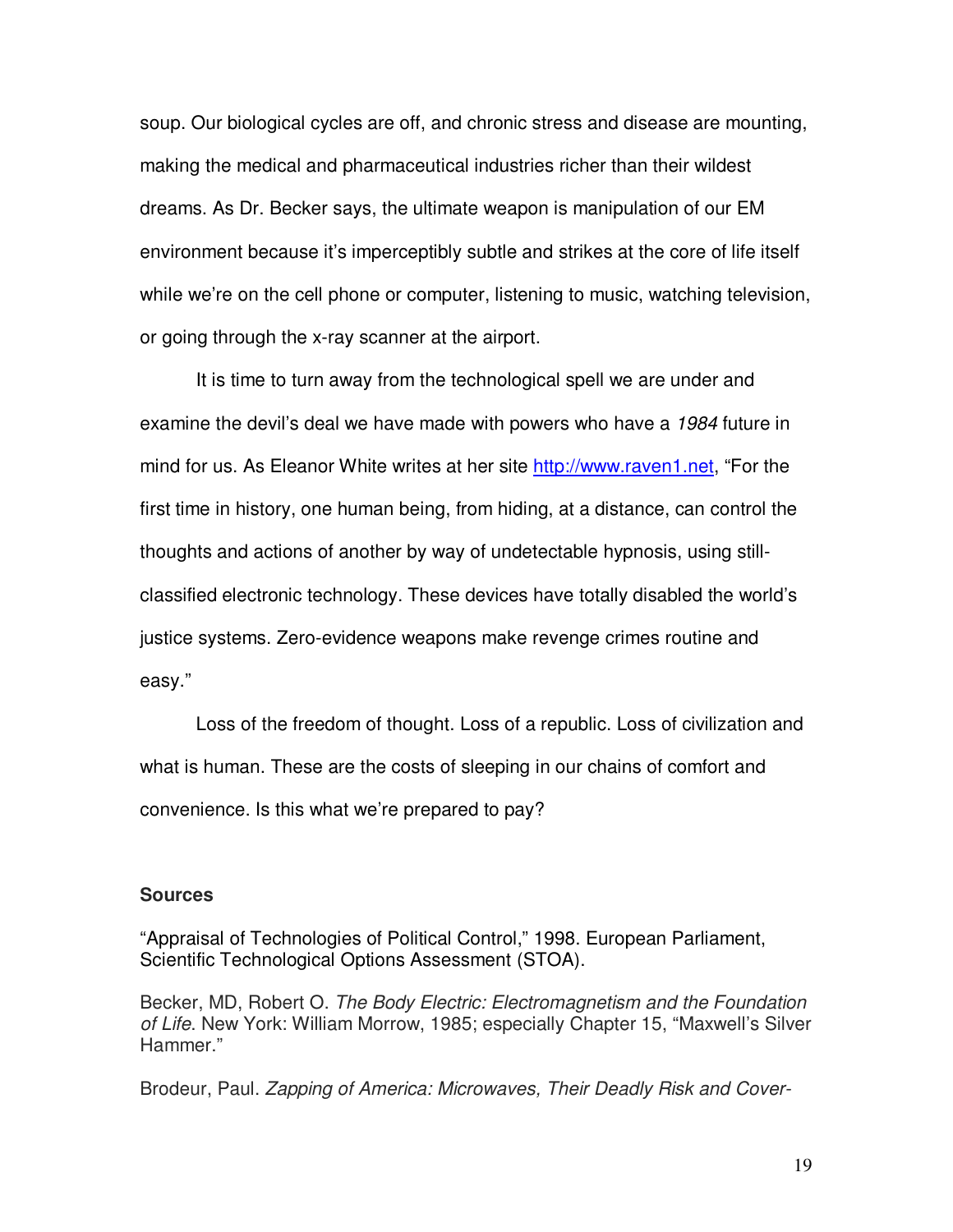soup. Our biological cycles are off, and chronic stress and disease are mounting, making the medical and pharmaceutical industries richer than their wildest dreams. As Dr. Becker says, the ultimate weapon is manipulation of our EM environment because it's imperceptibly subtle and strikes at the core of life itself while we're on the cell phone or computer, listening to music, watching television, or going through the x-ray scanner at the airport.

It is time to turn away from the technological spell we are under and examine the devil's deal we have made with powers who have a *1984* future in mind for us. As Eleanor White writes at her site http://www.raven1.net, "For the first time in history, one human being, from hiding, at a distance, can control the thoughts and actions of another by way of undetectable hypnosis, using still-classified electronic technology. These devices have totally disabled the world's justice systems. Zero-evidence weapons make revenge crimes routine and easy."

Loss of the freedom of thought. Loss of a republic. Loss of civilization and what is human. These are the costs of sleeping in our chains of comfort and convenience. Is this what we're prepared to pay?

**Sources**

"Appraisal of Technologies of Political Control," 1998. European Parliament, Scientific Technological Options Assessment (STOA).

Becker, MD, Robert O. *The Body Electric: Electromagnetism and the Foundation of Life*. New York: William Morrow, 1985; especially Chapter 15, "Maxwell's Silver Hammer."

Brodeur, Paul. *Zapping of America: Microwaves, Their Deadly Risk and Cover-*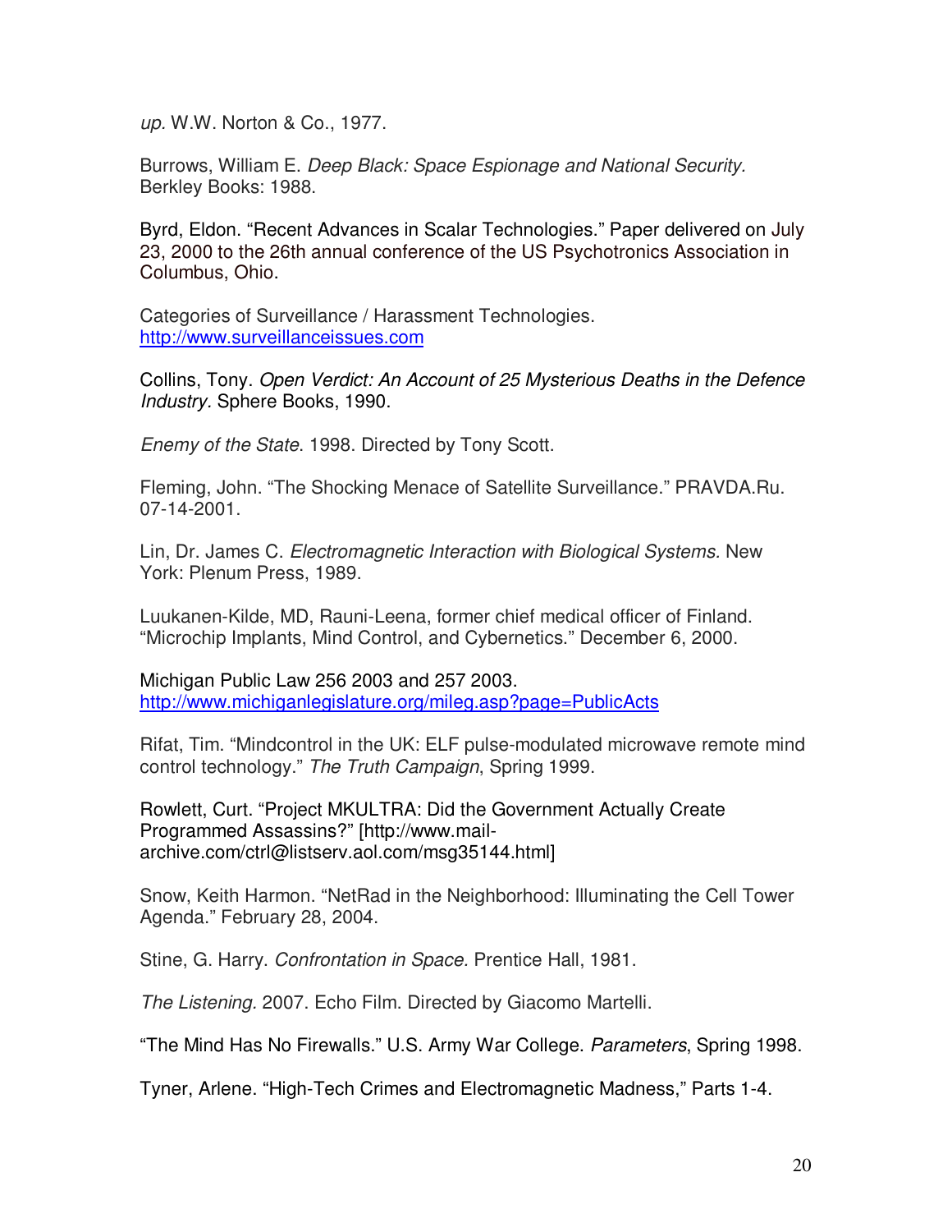*up.* W.W. Norton & Co., 1977.

Burrows, William E. *Deep Black: Space Espionage and National Security.* Berkley Books: 1988.

Byrd, Eldon. “Recent Advances in Scalar Technologies.” Paper delivered on July 23, 2000 to the 26th annual conference of the US Psychotronics Association in Columbus, Ohio.

Categories of Surveillance / Harassment Technologies. http://www.surveillanceissues.com

Collins, Tony. *Open Verdict: An Account of 25 Mysterious Deaths in the Defence Industry.* Sphere Books, 1990.

*Enemy of the State*. 1998. Directed by Tony Scott.

Fleming, John. “The Shocking Menace of Satellite Surveillance.” PRAVDA.Ru. 07-14-2001.

Lin, Dr. James C. *Electromagnetic Interaction with Biological Systems.* New York: Plenum Press, 1989.

Luukanen-Kilde, MD, Rauni-Leena, former chief medical officer of Finland. “Microchip Implants, Mind Control, and Cybernetics.” December 6, 2000.

Michigan Public Law 256 2003 and 257 2003. http://www.michiganlegislature.org/mileg.asp?page=PublicActs

Rifat, Tim. “Mindcontrol in the UK: ELF pulse-modulated microwave remote mind control technology.” *The Truth Campaign*, Spring 1999.

Rowlett, Curt. “Project MKULTRA: Did the Government Actually Create Programmed Assassins?” [http://www.mail-archive.com/ctrl@listserv.aol.com/msg35144.html]

Snow, Keith Harmon. “NetRad in the Neighborhood: Illuminating the Cell Tower Agenda.” February 28, 2004.

Stine, G. Harry. *Confrontation in Space.* Prentice Hall, 1981.

*The Listening.* 2007. Echo Film. Directed by Giacomo Martelli.

“The Mind Has No Firewalls.” U.S. Army War College. *Parameters*, Spring 1998.

Tyner, Arlene. “High-Tech Crimes and Electromagnetic Madness,” Parts 1-4.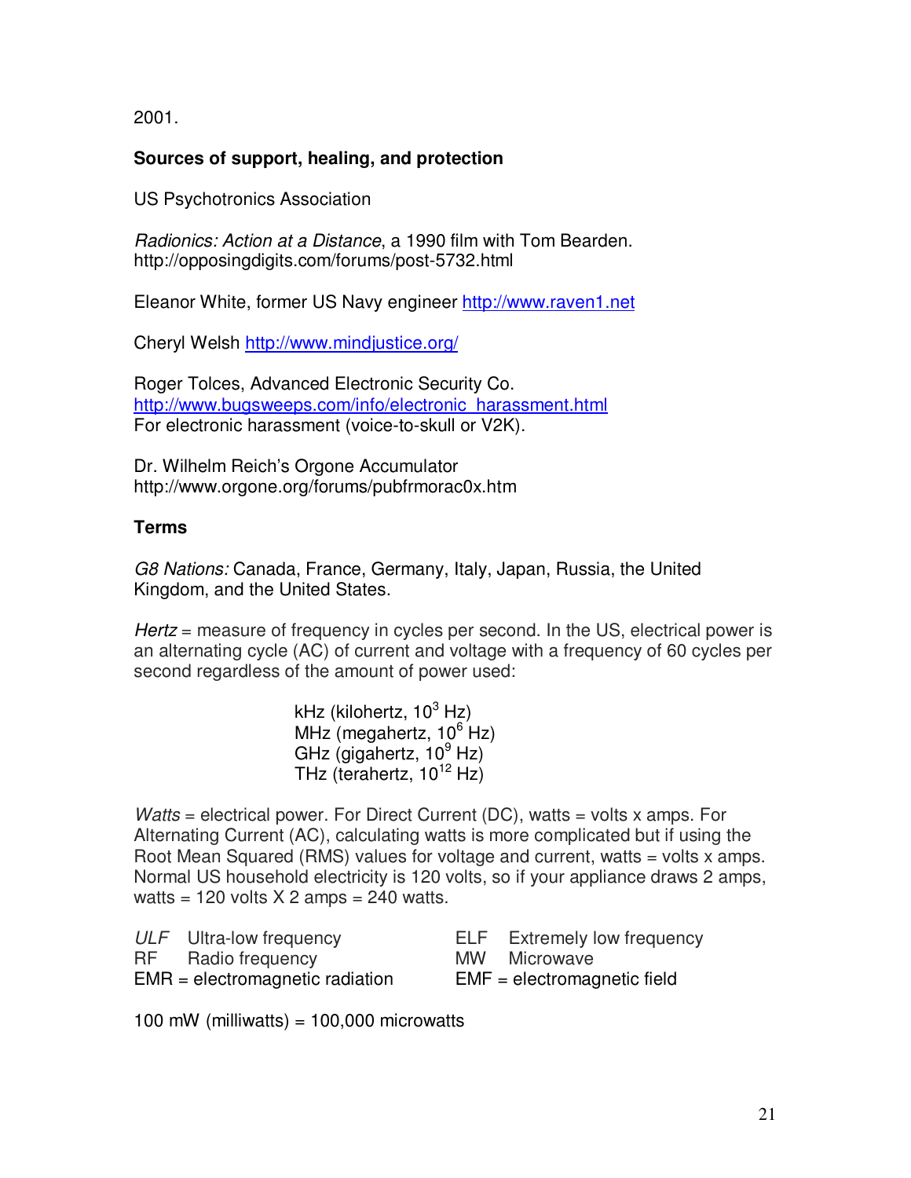2001.

**Sources of support, healing, and protection**

US Psychotronics Association

*Radionics: Action at a Distance*, a 1990 film with Tom Bearden.
http://opposingdigits.com/forums/post-5732.html

Eleanor White, former US Navy engineer http://www.raven1.net

Cheryl Welsh http://www.mindjustice.org/

Roger Tolces, Advanced Electronic Security Co.
http://www.bugsweeps.com/info/electronic_harassment.html
For electronic harassment (voice-to-skull or V2K).

Dr. Wilhelm Reich's Orgone Accumulator
http://www.orgone.org/forums/pubfrmorac0x.htm

**Terms**

*G8 Nations:* Canada, France, Germany, Italy, Japan, Russia, the United Kingdom, and the United States.

*Hertz* = measure of frequency in cycles per second. In the US, electrical power is an alternating cycle (AC) of current and voltage with a frequency of 60 cycles per second regardless of the amount of power used:

kHz (kilohertz, $10^3$ Hz)
MHz (megahertz, $10^6$ Hz)
GHz (gigahertz, $10^9$ Hz)
THz (terahertz, $10^{12}$ Hz)

*Watts* = electrical power. For Direct Current (DC), watts = volts x amps. For Alternating Current (AC), calculating watts is more complicated but if using the Root Mean Squared (RMS) values for voltage and current, watts = volts x amps. Normal US household electricity is 120 volts, so if your appliance draws 2 amps, watts = 120 volts X 2 amps = 240 watts.

*ULF* Ultra-low frequency
RF Radio frequency
EMR = electromagnetic radiation
ELF Extremely low frequency
MW Microwave
EMF = electromagnetic field

100 mW (milliwatts) = 100,000 microwatts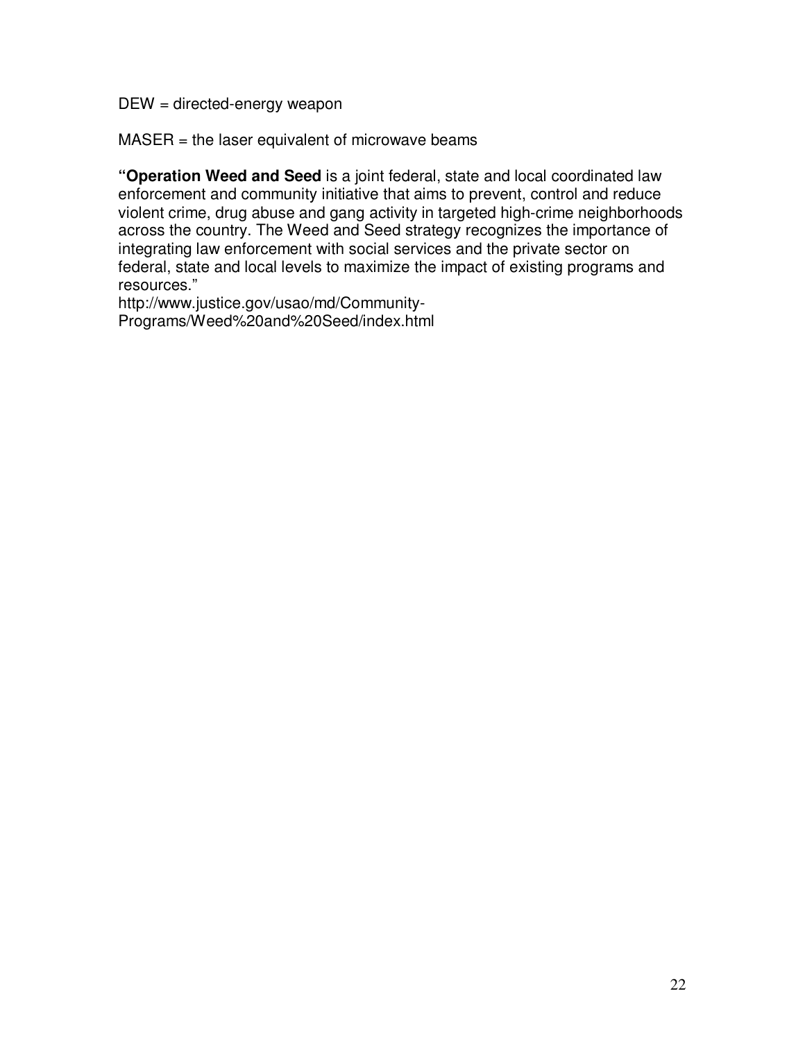DEW = directed-energy weapon

MASER = the laser equivalent of microwave beams

**"Operation Weed and Seed** is a joint federal, state and local coordinated law enforcement and community initiative that aims to prevent, control and reduce violent crime, drug abuse and gang activity in targeted high-crime neighborhoods across the country. The Weed and Seed strategy recognizes the importance of integrating law enforcement with social services and the private sector on federal, state and local levels to maximize the impact of existing programs and resources."
http://www.justice.gov/usao/md/Community-Programs/Weed%20and%20Seed/index.html